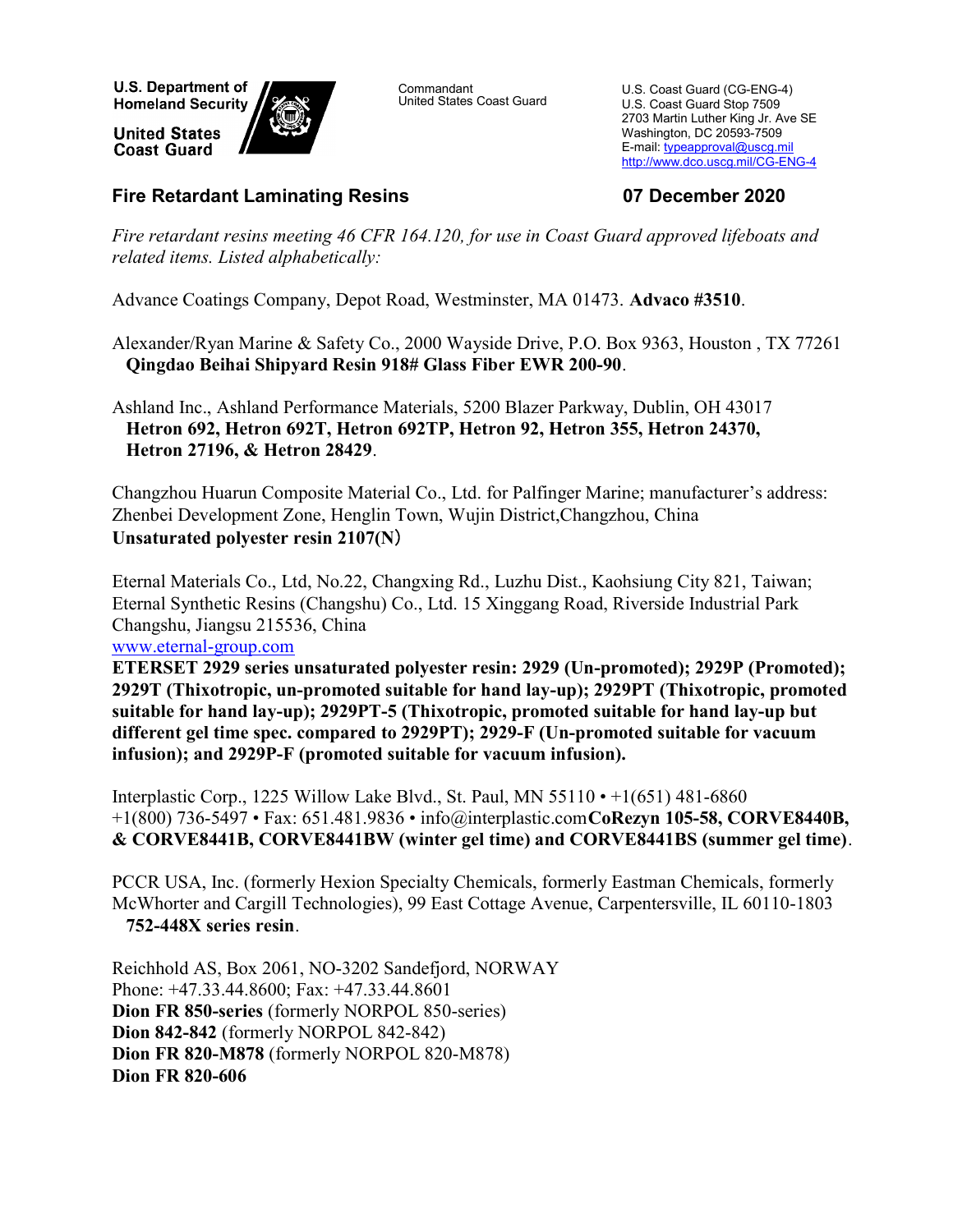U.S. Department of Homeland Security

United States Coast Guard

Commandant
United States Coast Guard

U.S. Coast Guard (CG-ENG-4)
U.S. Coast Guard Stop 7509
2703 Martin Luther King Jr. Ave SE
Washington, DC 20593-7509
E-mail: typeapproval@uscg.mil
http://www.dco.uscg.mil/CG-ENG-4

## Fire Retardant Laminating Resins

**07 December 2020**

*Fire retardant resins meeting 46 CFR 164.120, for use in Coast Guard approved lifeboats and related items. Listed alphabetically:*

Advance Coatings Company, Depot Road, Westminster, MA 01473. **Advaco #3510**.

Alexander/Ryan Marine & Safety Co., 2000 Wayside Drive, P.O. Box 9363, Houston , TX 77261
**Qingdao Beihai Shipyard Resin 918# Glass Fiber EWR 200-90**.

Ashland Inc., Ashland Performance Materials, 5200 Blazer Parkway, Dublin, OH 43017
**Hetron 692, Hetron 692T, Hetron 692TP, Hetron 92, Hetron 355, Hetron 24370, Hetron 27196, & Hetron 28429**.

Changzhou Huarun Composite Material Co., Ltd. for Palfinger Marine; manufacturer's address: Zhenbei Development Zone, Henglin Town, Wujin District,Changzhou, China
**Unsaturated polyester resin 2107(N）**

Eternal Materials Co., Ltd, No.22, Changxing Rd., Luzhu Dist., Kaohsiung City 821, Taiwan; Eternal Synthetic Resins (Changshu) Co., Ltd. 15 Xinggang Road, Riverside Industrial Park Changshu, Jiangsu 215536, China
www.eternal-group.com
**ETERSET 2929 series unsaturated polyester resin: 2929 (Un-promoted); 2929P (Promoted); 2929T (Thixotropic, un-promoted suitable for hand lay-up); 2929PT (Thixotropic, promoted suitable for hand lay-up); 2929PT-5 (Thixotropic, promoted suitable for hand lay-up but different gel time spec. compared to 2929PT); 2929-F (Un-promoted suitable for vacuum infusion); and 2929P-F (promoted suitable for vacuum infusion).**

Interplastic Corp., 1225 Willow Lake Blvd., St. Paul, MN 55110 • +1(651) 481-6860 +1(800) 736-5497 • Fax: 651.481.9836 • info@interplastic.com**CoRezyn 105-58, CORVE8440B, & CORVE8441B, CORVE8441BW (winter gel time) and CORVE8441BS (summer gel time)**.

PCCR USA, Inc. (formerly Hexion Specialty Chemicals, formerly Eastman Chemicals, formerly McWhorter and Cargill Technologies), 99 East Cottage Avenue, Carpentersville, IL 60110-1803
**752-448X series resin**.

Reichhold AS, Box 2061, NO-3202 Sandefjord, NORWAY
Phone: +47.33.44.8600; Fax: +47.33.44.8601
**Dion FR 850-series** (formerly NORPOL 850-series)
**Dion 842-842** (formerly NORPOL 842-842)
**Dion FR 820-M878** (formerly NORPOL 820-M878)
**Dion FR 820-606**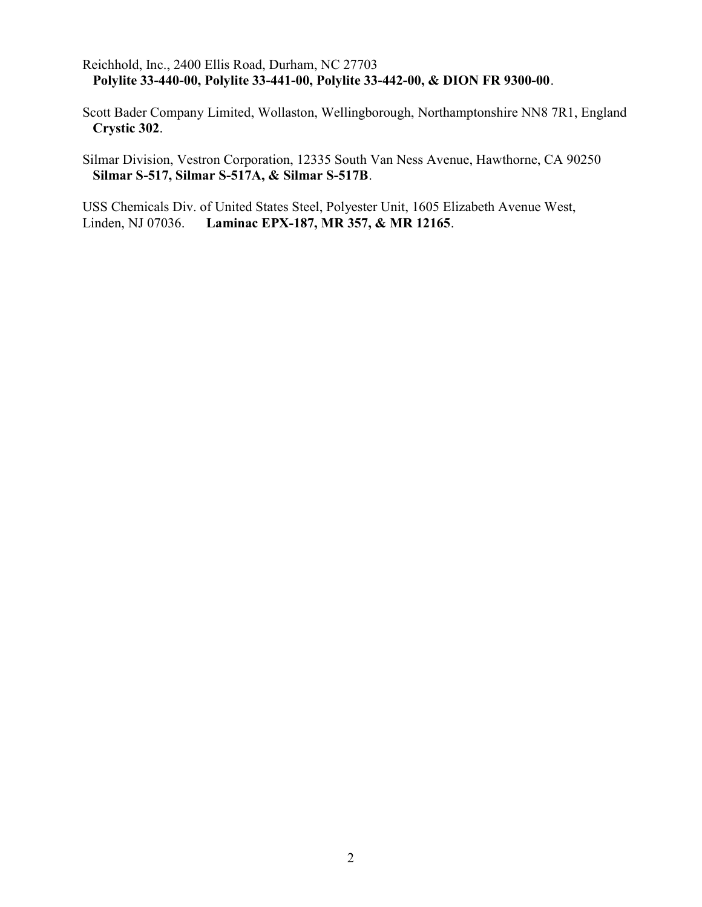Reichhold, Inc., 2400 Ellis Road, Durham, NC 27703
**Polylite 33-440-00, Polylite 33-441-00, Polylite 33-442-00, & DION FR 9300-00**.

Scott Bader Company Limited, Wollaston, Wellingborough, Northamptonshire NN8 7R1, England
**Crystic 302**.

Silmar Division, Vestron Corporation, 12335 South Van Ness Avenue, Hawthorne, CA 90250
**Silmar S-517, Silmar S-517A, & Silmar S-517B**.

USS Chemicals Div. of United States Steel, Polyester Unit, 1605 Elizabeth Avenue West, Linden, NJ 07036. **Laminac EPX-187, MR 357, & MR 12165**.